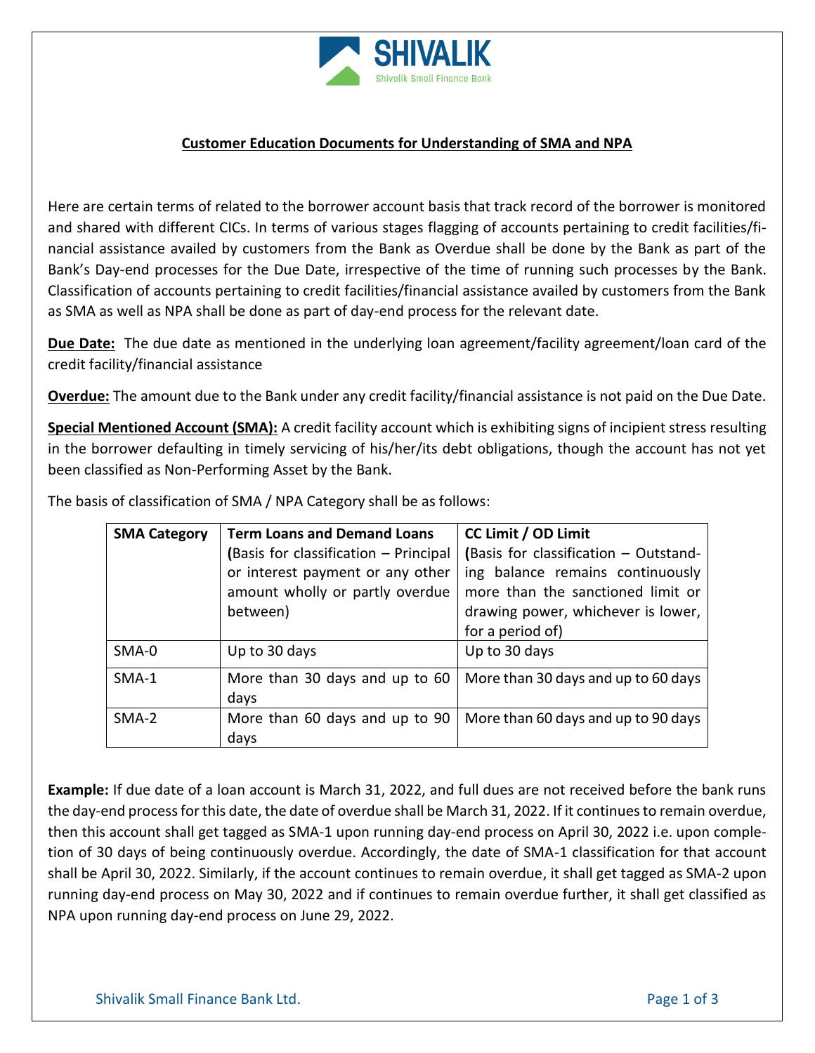## Customer Education Documents for Understanding of SMA and NPA

Here are certain terms of related to the borrower account basis that track record of the borrower is monitored and shared with different CICs. In terms of various stages flagging of accounts pertaining to credit facilities/financial assistance availed by customers from the Bank as Overdue shall be done by the Bank as part of the Bank's Day-end processes for the Due Date, irrespective of the time of running such processes by the Bank. Classification of accounts pertaining to credit facilities/financial assistance availed by customers from the Bank as SMA as well as NPA shall be done as part of day-end process for the relevant date.

**Due Date:** The due date as mentioned in the underlying loan agreement/facility agreement/loan card of the credit facility/financial assistance

**Overdue:** The amount due to the Bank under any credit facility/financial assistance is not paid on the Due Date.

**Special Mentioned Account (SMA):** A credit facility account which is exhibiting signs of incipient stress resulting in the borrower defaulting in timely servicing of his/her/its debt obligations, though the account has not yet been classified as Non-Performing Asset by the Bank.

The basis of classification of SMA / NPA Category shall be as follows:

| SMA Category | Term Loans and Demand Loans (Basis for classification – Principal or interest payment or any other amount wholly or partly overdue between) | CC Limit / OD Limit (Basis for classification – Outstanding balance remains continuously more than the sanctioned limit or drawing power, whichever is lower, for a period of) |
|---|---|---|
| SMA-0 | Up to 30 days | Up to 30 days |
| SMA-1 | More than 30 days and up to 60 days | More than 30 days and up to 60 days |
| SMA-2 | More than 60 days and up to 90 days | More than 60 days and up to 90 days |

**Example:** If due date of a loan account is March 31, 2022, and full dues are not received before the bank runs the day-end process for this date, the date of overdue shall be March 31, 2022. If it continues to remain overdue, then this account shall get tagged as SMA-1 upon running day-end process on April 30, 2022 i.e. upon completion of 30 days of being continuously overdue. Accordingly, the date of SMA-1 classification for that account shall be April 30, 2022. Similarly, if the account continues to remain overdue, it shall get tagged as SMA-2 upon running day-end process on May 30, 2022 and if continues to remain overdue further, it shall get classified as NPA upon running day-end process on June 29, 2022.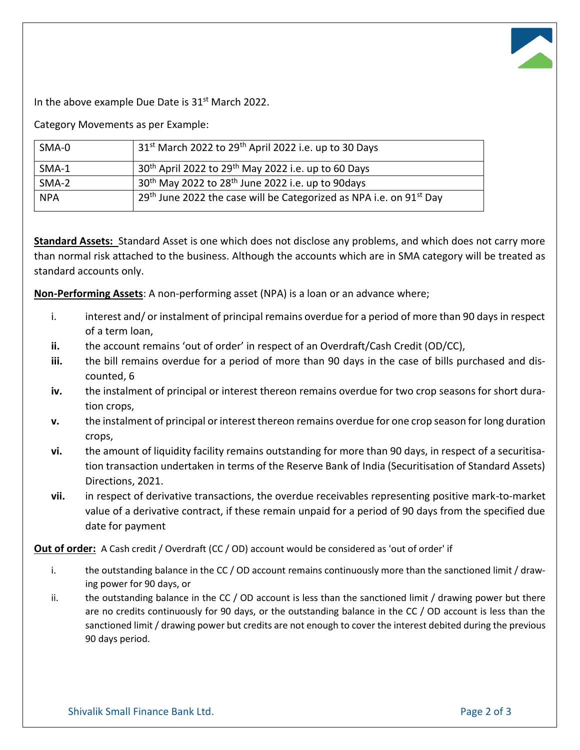In the above example Due Date is 31st March 2022.

Category Movements as per Example:

| SMA-0 | 31st March 2022 to 29th April 2022 i.e. up to 30 Days |
|---|---|
| SMA-1 | 30th April 2022 to 29th May 2022 i.e. up to 60 Days |
| SMA-2 | 30th May 2022 to 28th June 2022 i.e. up to 90days |
| NPA | 29th June 2022 the case will be Categorized as NPA i.e. on 91st Day |

**Standard Assets:** Standard Asset is one which does not disclose any problems, and which does not carry more than normal risk attached to the business. Although the accounts which are in SMA category will be treated as standard accounts only.

**Non-Performing Assets**: A non-performing asset (NPA) is a loan or an advance where;

i. interest and/ or instalment of principal remains overdue for a period of more than 90 days in respect of a term loan,
**ii.** the account remains 'out of order' in respect of an Overdraft/Cash Credit (OD/CC),
**iii.** the bill remains overdue for a period of more than 90 days in the case of bills purchased and discounted, 6
**iv.** the instalment of principal or interest thereon remains overdue for two crop seasons for short duration crops,
**v.** the instalment of principal or interest thereon remains overdue for one crop season for long duration crops,
**vi.** the amount of liquidity facility remains outstanding for more than 90 days, in respect of a securitisation transaction undertaken in terms of the Reserve Bank of India (Securitisation of Standard Assets) Directions, 2021.
**vii.** in respect of derivative transactions, the overdue receivables representing positive mark-to-market value of a derivative contract, if these remain unpaid for a period of 90 days from the specified due date for payment

**Out of order:** A Cash credit / Overdraft (CC / OD) account would be considered as 'out of order' if

i. the outstanding balance in the CC / OD account remains continuously more than the sanctioned limit / drawing power for 90 days, or
ii. the outstanding balance in the CC / OD account is less than the sanctioned limit / drawing power but there are no credits continuously for 90 days, or the outstanding balance in the CC / OD account is less than the sanctioned limit / drawing power but credits are not enough to cover the interest debited during the previous 90 days period.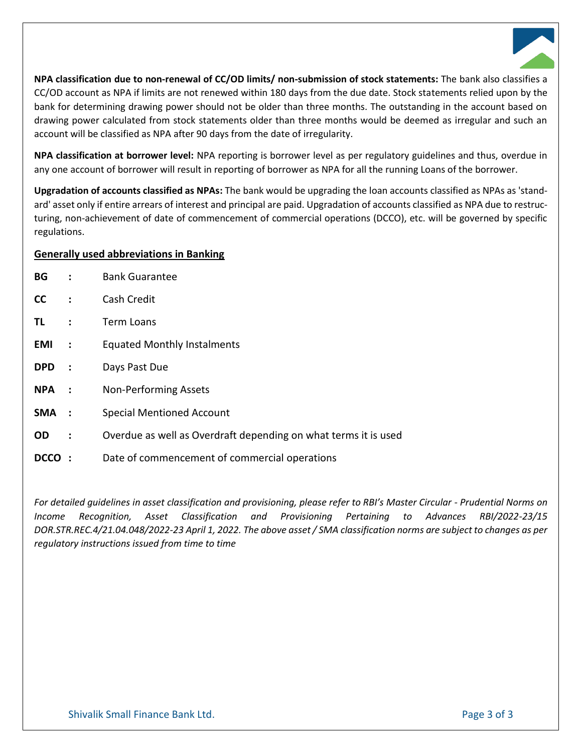**NPA classification due to non-renewal of CC/OD limits/ non-submission of stock statements:** The bank also classifies a CC/OD account as NPA if limits are not renewed within 180 days from the due date. Stock statements relied upon by the bank for determining drawing power should not be older than three months. The outstanding in the account based on drawing power calculated from stock statements older than three months would be deemed as irregular and such an account will be classified as NPA after 90 days from the date of irregularity.

**NPA classification at borrower level:** NPA reporting is borrower level as per regulatory guidelines and thus, overdue in any one account of borrower will result in reporting of borrower as NPA for all the running Loans of the borrower.

**Upgradation of accounts classified as NPAs:** The bank would be upgrading the loan accounts classified as NPAs as 'standard' asset only if entire arrears of interest and principal are paid. Upgradation of accounts classified as NPA due to restructuring, non-achievement of date of commencement of commercial operations (DCCO), etc. will be governed by specific regulations.

## Generally used abbreviations in Banking

| | | |
|---|---|---|
| **BG** | : | Bank Guarantee |
| **CC** | : | Cash Credit |
| **TL** | : | Term Loans |
| **EMI** | : | Equated Monthly Instalments |
| **DPD** | : | Days Past Due |
| **NPA** | : | Non-Performing Assets |
| **SMA** | : | Special Mentioned Account |
| **OD** | : | Overdue as well as Overdraft depending on what terms it is used |
| **DCCO** | : | Date of commencement of commercial operations |

*For detailed guidelines in asset classification and provisioning, please refer to RBI's Master Circular - Prudential Norms on Income Recognition, Asset Classification and Provisioning Pertaining to Advances RBI/2022-23/15 DOR.STR.REC.4/21.04.048/2022-23 April 1, 2022. The above asset / SMA classification norms are subject to changes as per regulatory instructions issued from time to time*